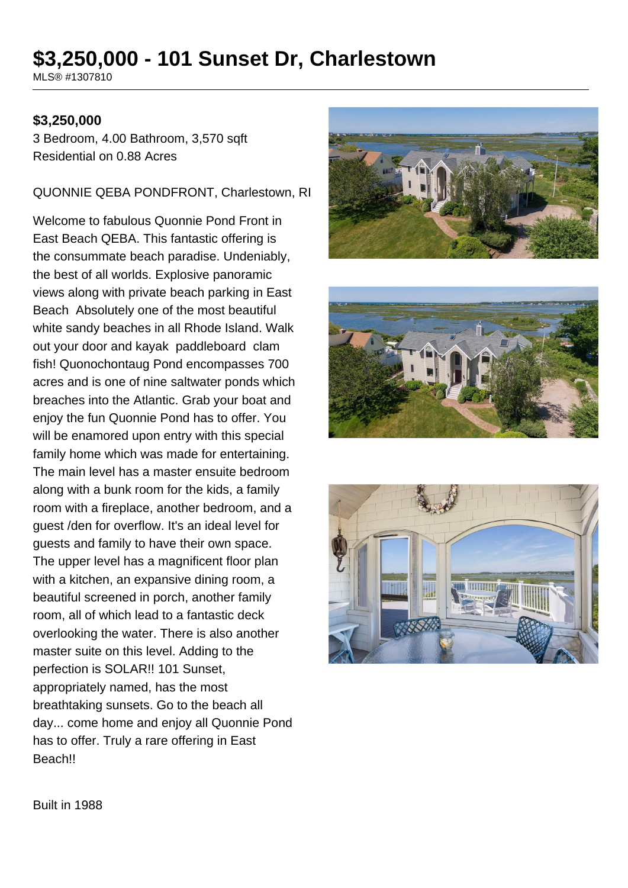# $3,250,000 - 101 Sunset Dr, Charlestown

MLS® #1307810

**$3,250,000**

3 Bedroom, 4.00 Bathroom, 3,570 sqft
Residential on 0.88 Acres

QUONNIE QEBA PONDFRONT, Charlestown, RI

Welcome to fabulous Quonnie Pond Front in East Beach QEBA. This fantastic offering is the consummate beach paradise. Undeniably, the best of all worlds. Explosive panoramic views along with private beach parking in East Beach Absolutely one of the most beautiful white sandy beaches in all Rhode Island. Walk out your door and kayak paddleboard clam fish! Quonochontaug Pond encompasses 700 acres and is one of nine saltwater ponds which breaches into the Atlantic. Grab your boat and enjoy the fun Quonnie Pond has to offer. You will be enamored upon entry with this special family home which was made for entertaining. The main level has a master ensuite bedroom along with a bunk room for the kids, a family room with a fireplace, another bedroom, and a guest /den for overflow. It's an ideal level for guests and family to have their own space. The upper level has a magnificent floor plan with a kitchen, an expansive dining room, a beautiful screened in porch, another family room, all of which lead to a fantastic deck overlooking the water. There is also another master suite on this level. Adding to the perfection is SOLAR!! 101 Sunset, appropriately named, has the most breathtaking sunsets. Go to the beach all day... come home and enjoy all Quonnie Pond has to offer. Truly a rare offering in East Beach!!

Built in 1988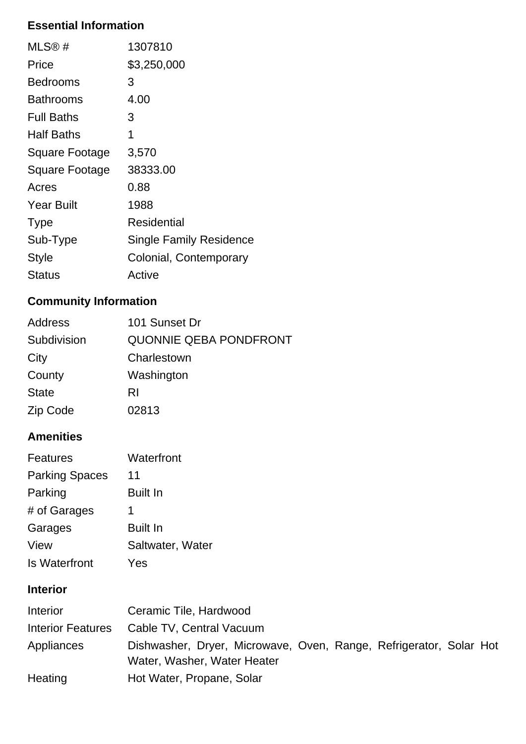## Essential Information

| | |
|---|---|
| MLS® # | 1307810 |
| Price | $3,250,000 |
| Bedrooms | 3 |
| Bathrooms | 4.00 |
| Full Baths | 3 |
| Half Baths | 1 |
| Square Footage | 3,570 |
| Square Footage | 38333.00 |
| Acres | 0.88 |
| Year Built | 1988 |
| Type | Residential |
| Sub-Type | Single Family Residence |
| Style | Colonial, Contemporary |
| Status | Active |

## Community Information

| | |
|---|---|
| Address | 101 Sunset Dr |
| Subdivision | QUONNIE QEBA PONDFRONT |
| City | Charlestown |
| County | Washington |
| State | RI |
| Zip Code | 02813 |

## Amenities

| | |
|---|---|
| Features | Waterfront |
| Parking Spaces | 11 |
| Parking | Built In |
| # of Garages | 1 |
| Garages | Built In |
| View | Saltwater, Water |
| Is Waterfront | Yes |

## Interior

| | |
|---|---|
| Interior | Ceramic Tile, Hardwood |
| Interior Features | Cable TV, Central Vacuum |
| Appliances | Dishwasher, Dryer, Microwave, Oven, Range, Refrigerator, Solar Hot Water, Washer, Water Heater |
| Heating | Hot Water, Propane, Solar |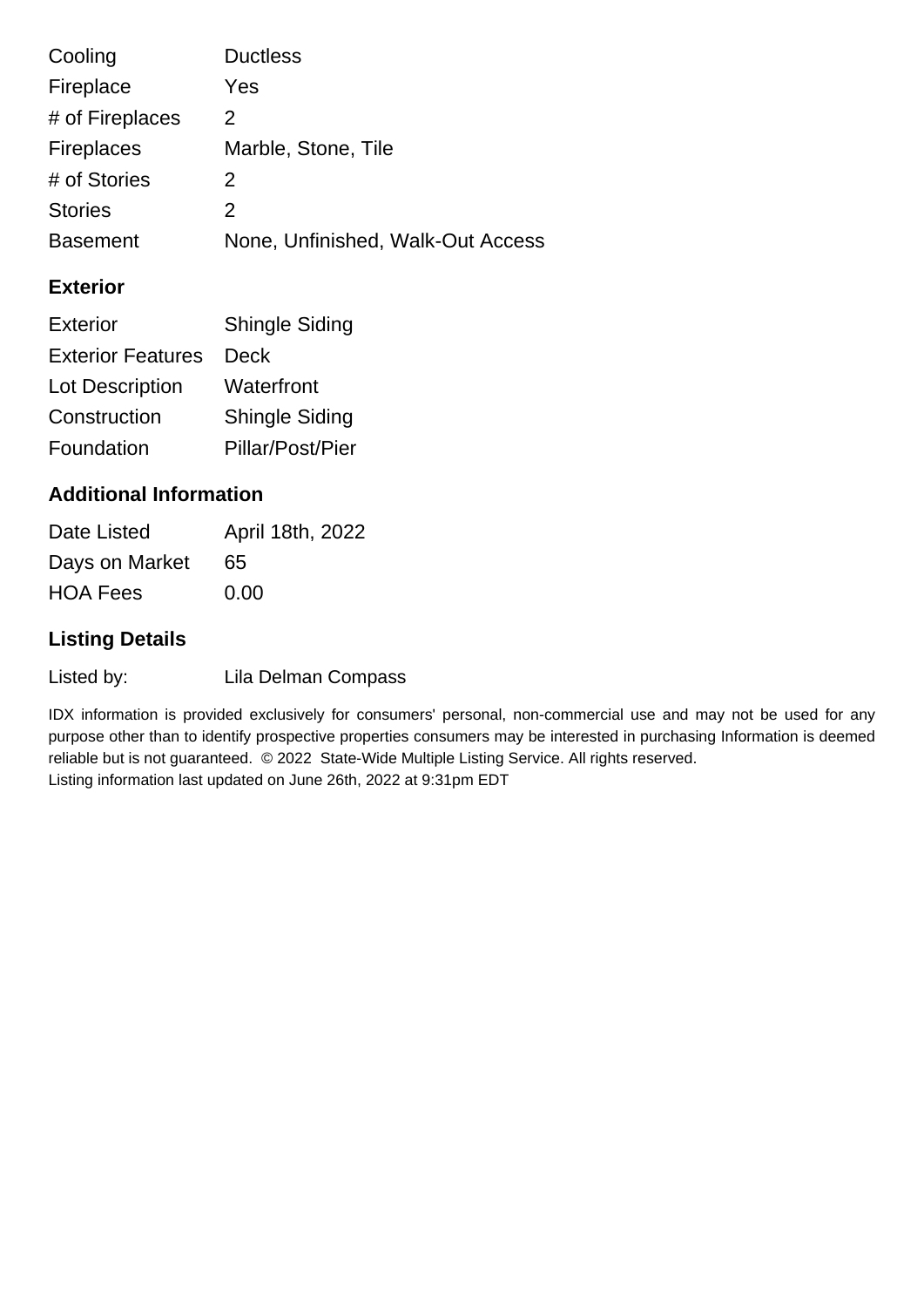| | |
|---|---|
| Cooling | Ductless |
| Fireplace | Yes |
| # of Fireplaces | 2 |
| Fireplaces | Marble, Stone, Tile |
| # of Stories | 2 |
| Stories | 2 |
| Basement | None, Unfinished, Walk-Out Access |

### Exterior

| | |
|---|---|
| Exterior | Shingle Siding |
| Exterior Features | Deck |
| Lot Description | Waterfront |
| Construction | Shingle Siding |
| Foundation | Pillar/Post/Pier |

### Additional Information

| | |
|---|---|
| Date Listed | April 18th, 2022 |
| Days on Market | 65 |
| HOA Fees | 0.00 |

### Listing Details

| | |
|---|---|
| Listed by: | Lila Delman Compass |

IDX information is provided exclusively for consumers' personal, non-commercial use and may not be used for any purpose other than to identify prospective properties consumers may be interested in purchasing Information is deemed reliable but is not guaranteed. © 2022 State-Wide Multiple Listing Service. All rights reserved.
Listing information last updated on June 26th, 2022 at 9:31pm EDT